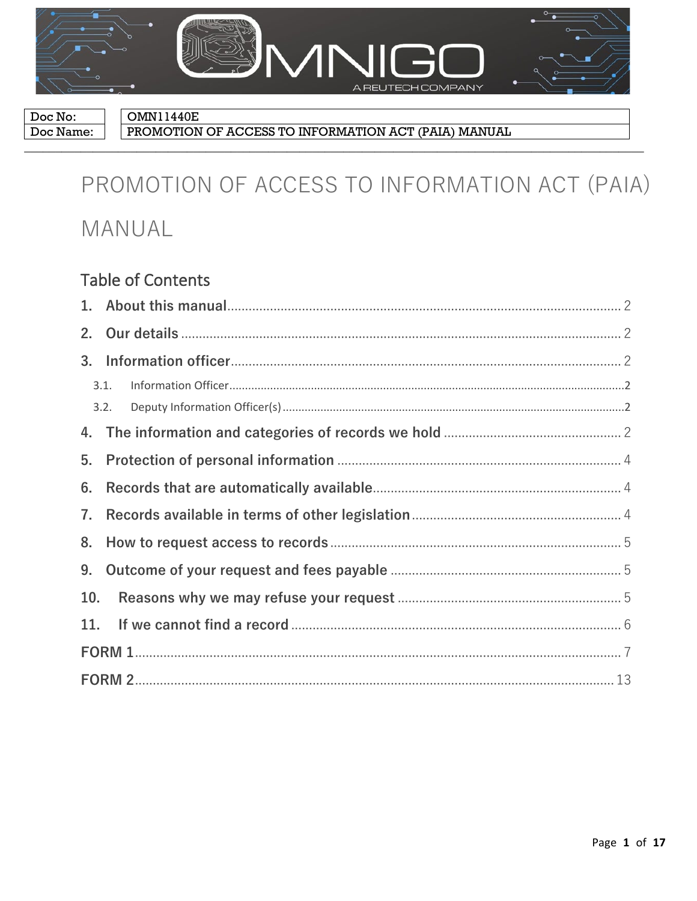| Doc No: | OMN11440E |
| --- | --- |
| Doc Name: | PROMOTION OF ACCESS TO INFORMATION ACT (PAIA) MANUAL |

# PROMOTION OF ACCESS TO INFORMATION ACT (PAIA) MANUAL

## Table of Contents

1. About this manual ..... 2
2. Our details ..... 2
3. Information officer ..... 2
   - 3.1. Information Officer ..... 2
   - 3.2. Deputy Information Officer(s) ..... 2
4. The information and categories of records we hold ..... 2
5. Protection of personal information ..... 4
6. Records that are automatically available ..... 4
7. Records available in terms of other legislation ..... 4
8. How to request access to records ..... 5
9. Outcome of your request and fees payable ..... 5
10. Reasons why we may refuse your request ..... 5
11. If we cannot find a record ..... 6

FORM 1 ..... 7

FORM 2 ..... 13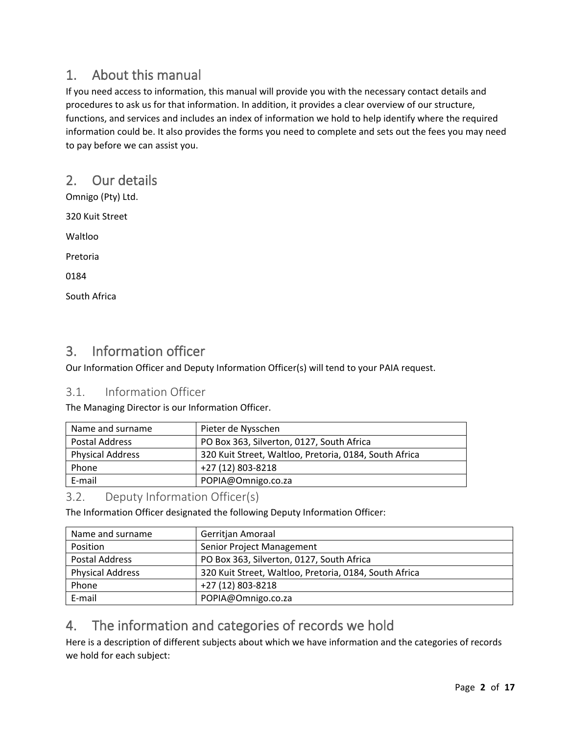## 1. About this manual

If you need access to information, this manual will provide you with the necessary contact details and procedures to ask us for that information. In addition, it provides a clear overview of our structure, functions, and services and includes an index of information we hold to help identify where the required information could be. It also provides the forms you need to complete and sets out the fees you may need to pay before we can assist you.

## 2. Our details

Omnigo (Pty) Ltd.

320 Kuit Street

Waltloo

Pretoria

0184

South Africa

## 3. Information officer

Our Information Officer and Deputy Information Officer(s) will tend to your PAIA request.

### 3.1. Information Officer

The Managing Director is our Information Officer.

| Name and surname | Pieter de Nysschen |
|---|---|
| Postal Address | PO Box 363, Silverton, 0127, South Africa |
| Physical Address | 320 Kuit Street, Waltloo, Pretoria, 0184, South Africa |
| Phone | +27 (12) 803-8218 |
| E-mail | POPIA@Omnigo.co.za |

### 3.2. Deputy Information Officer(s)

The Information Officer designated the following Deputy Information Officer:

| Name and surname | Gerritjan Amoraal |
|---|---|
| Position | Senior Project Management |
| Postal Address | PO Box 363, Silverton, 0127, South Africa |
| Physical Address | 320 Kuit Street, Waltloo, Pretoria, 0184, South Africa |
| Phone | +27 (12) 803-8218 |
| E-mail | POPIA@Omnigo.co.za |

## 4. The information and categories of records we hold

Here is a description of different subjects about which we have information and the categories of records we hold for each subject: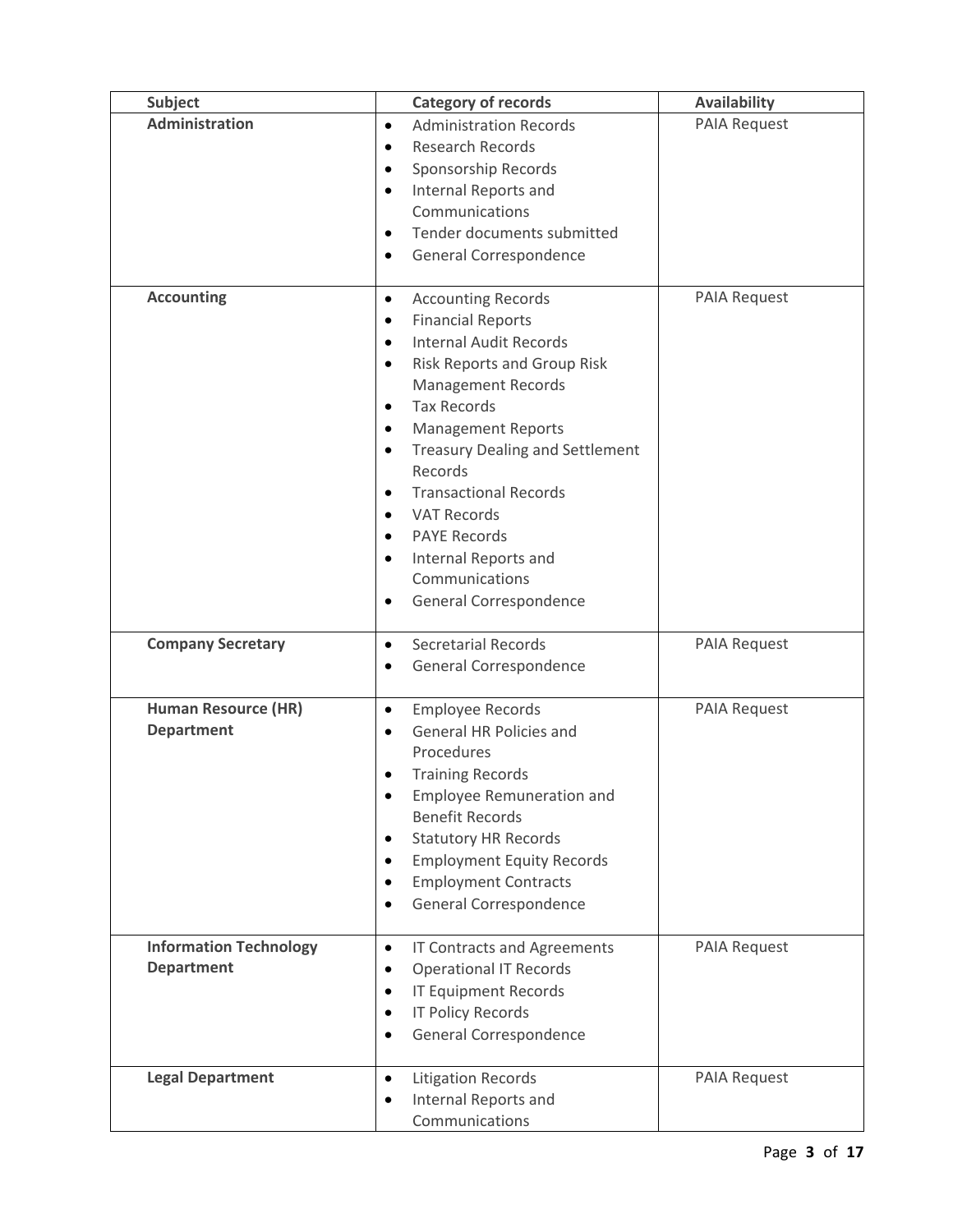| Subject | Category of records | Availability |
|---|---|---|
| **Administration** | • Administration Records<br>• Research Records<br>• Sponsorship Records<br>• Internal Reports and Communications<br>• Tender documents submitted<br>• General Correspondence | PAIA Request |
| **Accounting** | • Accounting Records<br>• Financial Reports<br>• Internal Audit Records<br>• Risk Reports and Group Risk Management Records<br>• Tax Records<br>• Management Reports<br>• Treasury Dealing and Settlement Records<br>• Transactional Records<br>• VAT Records<br>• PAYE Records<br>• Internal Reports and Communications<br>• General Correspondence | PAIA Request |
| **Company Secretary** | • Secretarial Records<br>• General Correspondence | PAIA Request |
| **Human Resource (HR) Department** | • Employee Records<br>• General HR Policies and Procedures<br>• Training Records<br>• Employee Remuneration and Benefit Records<br>• Statutory HR Records<br>• Employment Equity Records<br>• Employment Contracts<br>• General Correspondence | PAIA Request |
| **Information Technology Department** | • IT Contracts and Agreements<br>• Operational IT Records<br>• IT Equipment Records<br>• IT Policy Records<br>• General Correspondence | PAIA Request |
| **Legal Department** | • Litigation Records<br>• Internal Reports and Communications | PAIA Request |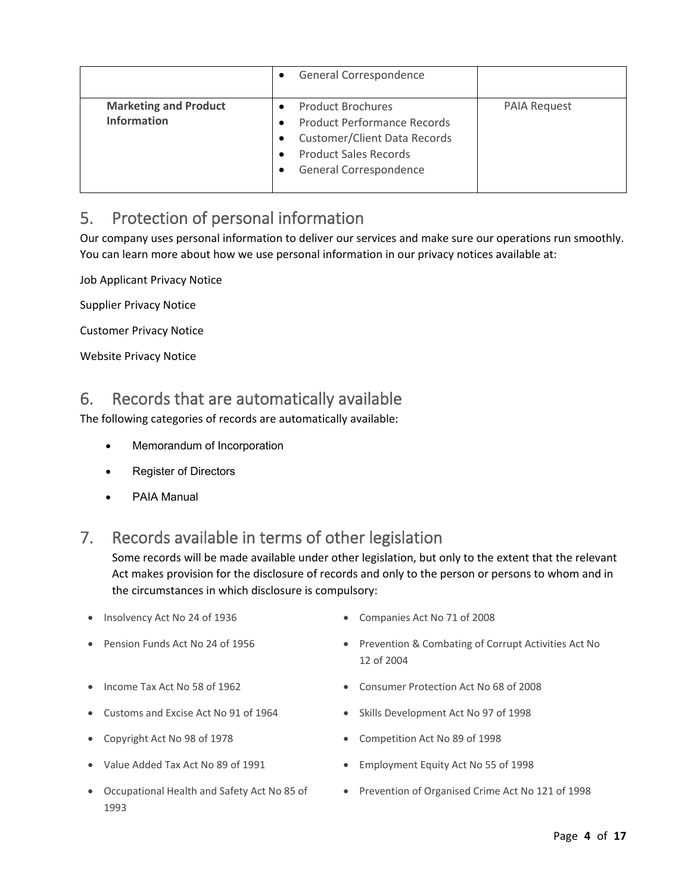| | | |
|---|---|---|
| | • General Correspondence | |
| **Marketing and Product Information** | • Product Brochures<br>• Product Performance Records<br>• Customer/Client Data Records<br>• Product Sales Records<br>• General Correspondence | PAIA Request |

## 5. Protection of personal information

Our company uses personal information to deliver our services and make sure our operations run smoothly. You can learn more about how we use personal information in our privacy notices available at:

Job Applicant Privacy Notice

Supplier Privacy Notice

Customer Privacy Notice

Website Privacy Notice

## 6. Records that are automatically available

The following categories of records are automatically available:

- Memorandum of Incorporation
- Register of Directors
- PAIA Manual

## 7. Records available in terms of other legislation

Some records will be made available under other legislation, but only to the extent that the relevant Act makes provision for the disclosure of records and only to the person or persons to whom and in the circumstances in which disclosure is compulsory:

- Insolvency Act No 24 of 1936
- Pension Funds Act No 24 of 1956
- Income Tax Act No 58 of 1962
- Customs and Excise Act No 91 of 1964
- Copyright Act No 98 of 1978
- Value Added Tax Act No 89 of 1991
- Occupational Health and Safety Act No 85 of 1993
- Companies Act No 71 of 2008
- Prevention & Combating of Corrupt Activities Act No 12 of 2004
- Consumer Protection Act No 68 of 2008
- Skills Development Act No 97 of 1998
- Competition Act No 89 of 1998
- Employment Equity Act No 55 of 1998
- Prevention of Organised Crime Act No 121 of 1998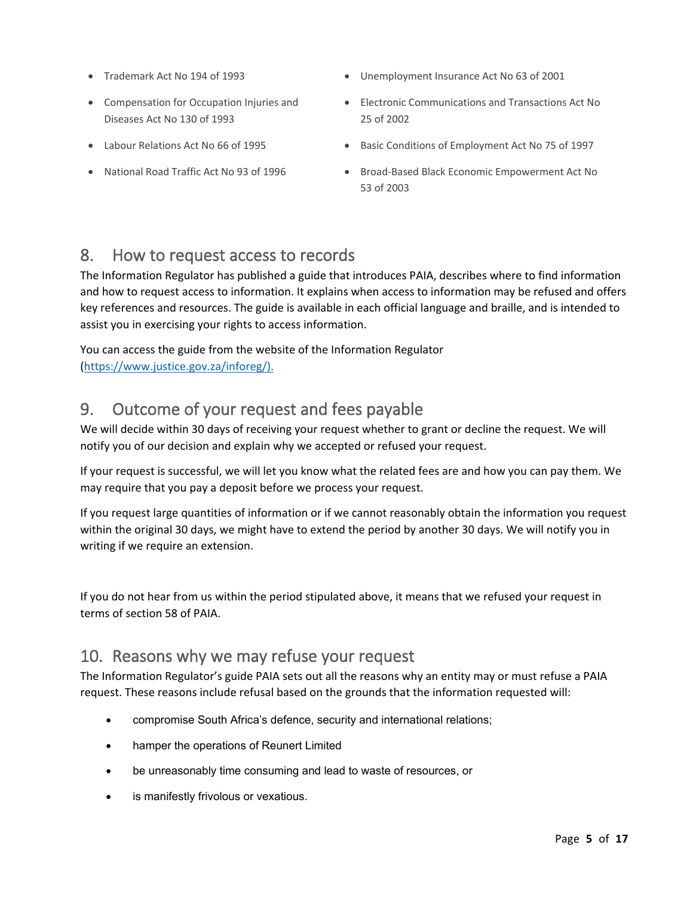- Trademark Act No 194 of 1993
- Compensation for Occupation Injuries and Diseases Act No 130 of 1993
- Labour Relations Act No 66 of 1995
- National Road Traffic Act No 93 of 1996
- Unemployment Insurance Act No 63 of 2001
- Electronic Communications and Transactions Act No 25 of 2002
- Basic Conditions of Employment Act No 75 of 1997
- Broad-Based Black Economic Empowerment Act No 53 of 2003

## 8. How to request access to records

The Information Regulator has published a guide that introduces PAIA, describes where to find information and how to request access to information. It explains when access to information may be refused and offers key references and resources. The guide is available in each official language and braille, and is intended to assist you in exercising your rights to access information.

You can access the guide from the website of the Information Regulator (https://www.justice.gov.za/inforeg/).

## 9. Outcome of your request and fees payable

We will decide within 30 days of receiving your request whether to grant or decline the request. We will notify you of our decision and explain why we accepted or refused your request.

If your request is successful, we will let you know what the related fees are and how you can pay them. We may require that you pay a deposit before we process your request.

If you request large quantities of information or if we cannot reasonably obtain the information you request within the original 30 days, we might have to extend the period by another 30 days. We will notify you in writing if we require an extension.

If you do not hear from us within the period stipulated above, it means that we refused your request in terms of section 58 of PAIA.

## 10. Reasons why we may refuse your request

The Information Regulator's guide PAIA sets out all the reasons why an entity may or must refuse a PAIA request. These reasons include refusal based on the grounds that the information requested will:

- compromise South Africa's defence, security and international relations;
- hamper the operations of Reunert Limited
- be unreasonably time consuming and lead to waste of resources, or
- is manifestly frivolous or vexatious.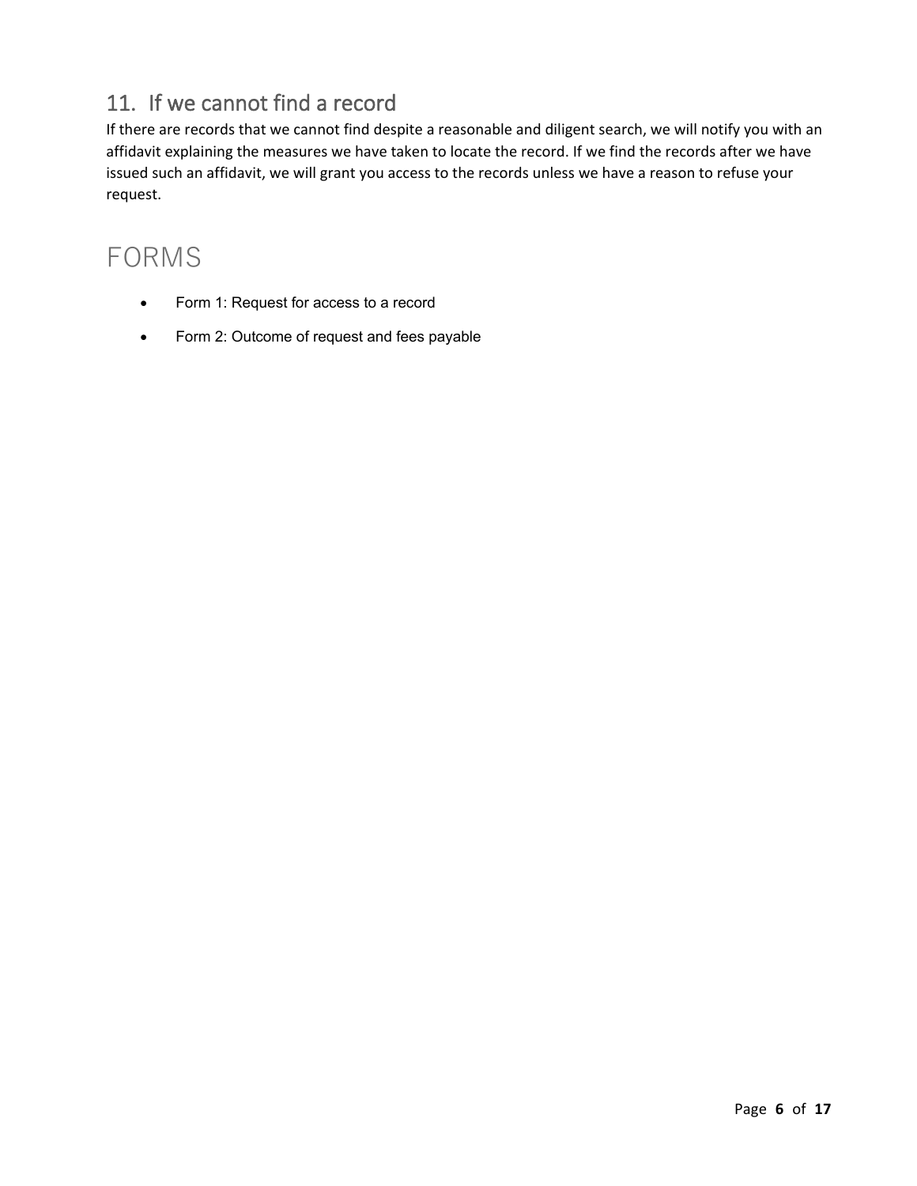## 11. If we cannot find a record

If there are records that we cannot find despite a reasonable and diligent search, we will notify you with an affidavit explaining the measures we have taken to locate the record. If we find the records after we have issued such an affidavit, we will grant you access to the records unless we have a reason to refuse your request.

# FORMS

- Form 1: Request for access to a record
- Form 2: Outcome of request and fees payable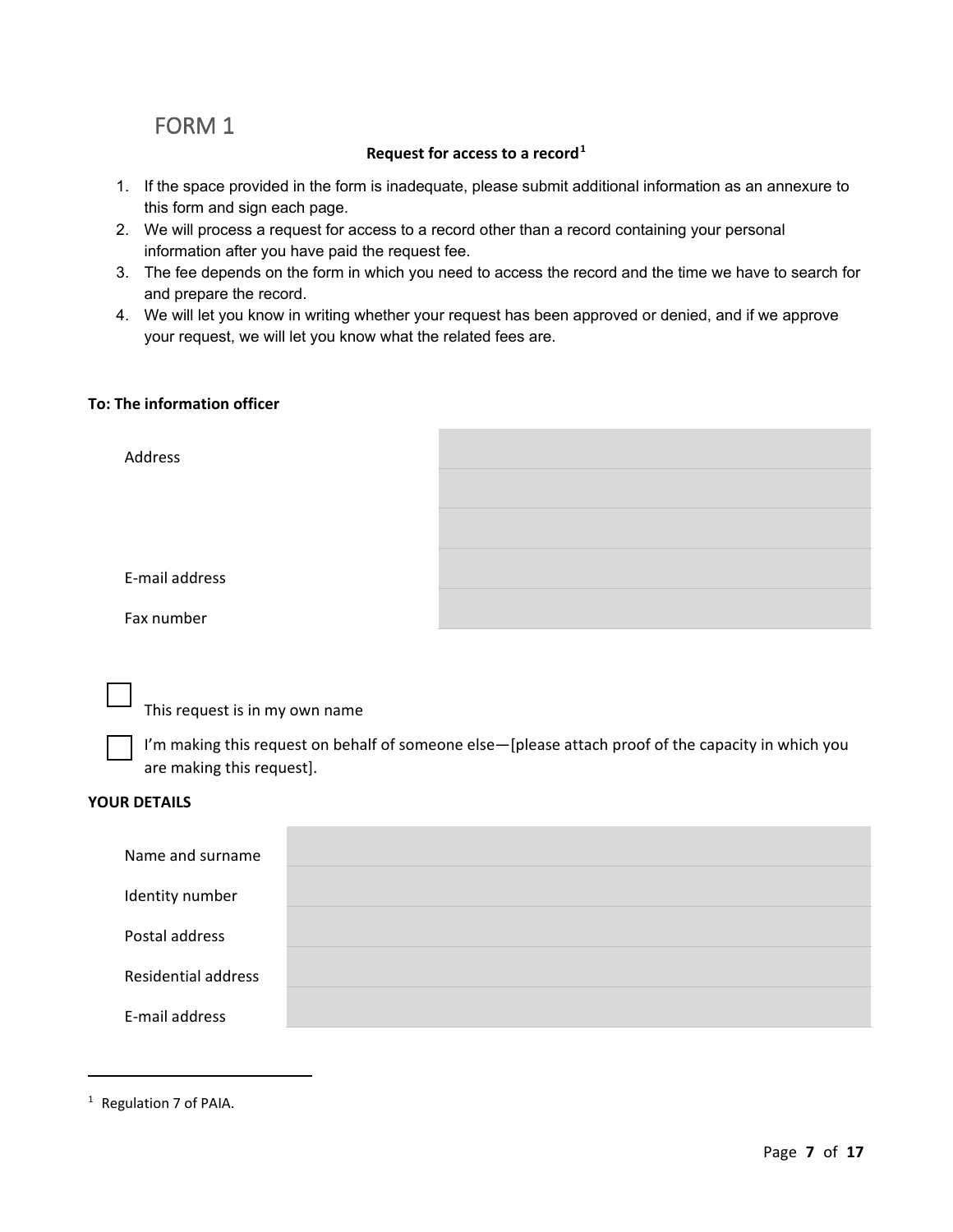# FORM 1

**Request for access to a record**[1]

1. If the space provided in the form is inadequate, please submit additional information as an annexure to this form and sign each page.
2. We will process a request for access to a record other than a record containing your personal information after you have paid the request fee.
3. The fee depends on the form in which you need to access the record and the time we have to search for and prepare the record.
4. We will let you know in writing whether your request has been approved or denied, and if we approve your request, we will let you know what the related fees are.

**To: The information officer**

| | |
|---|---|
| Address | |
| | |
| | |
| E-mail address | |
| Fax number | |

☐ This request is in my own name

☐ I'm making this request on behalf of someone else—[please attach proof of the capacity in which you are making this request].

**YOUR DETAILS**

| | |
|---|---|
| Name and surname | |
| Identity number | |
| Postal address | |
| Residential address | |
| E-mail address | |

---

[1] Regulation 7 of PAIA.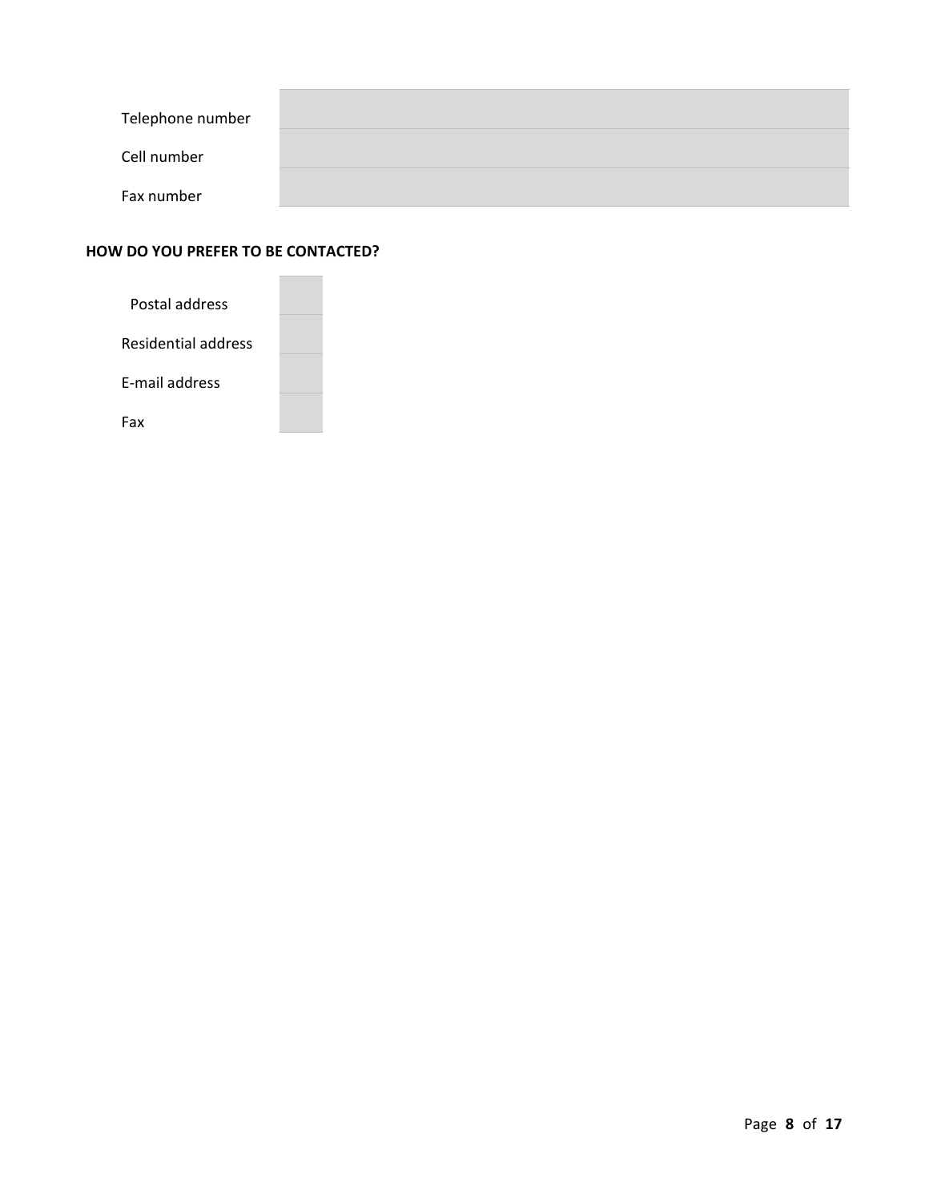| | |
|---|---|
| Telephone number | |
| Cell number | |
| Fax number | |

**HOW DO YOU PREFER TO BE CONTACTED?**

| | |
|---|---|
| Postal address | |
| Residential address | |
| E-mail address | |
| Fax | |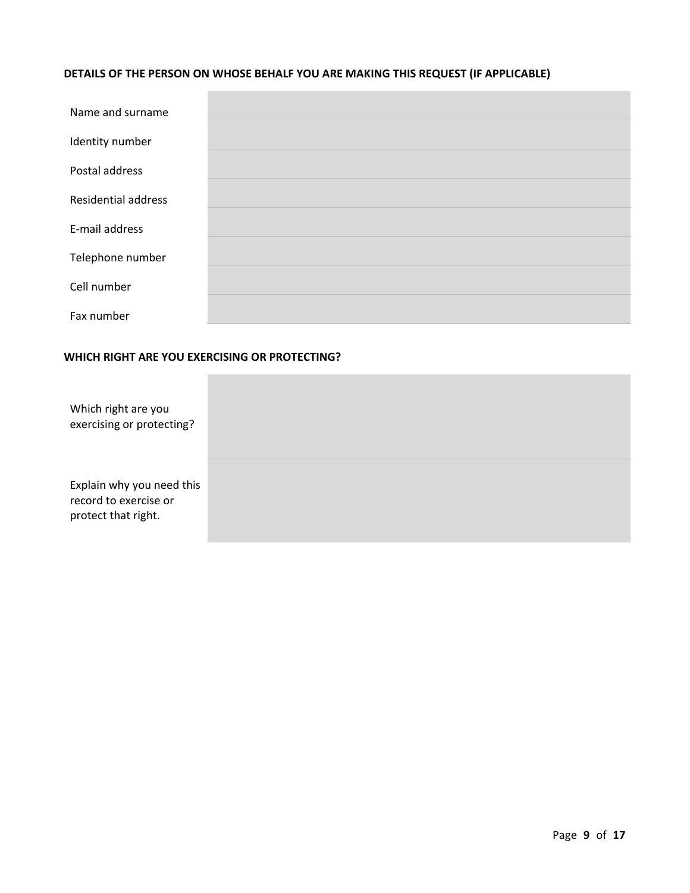**DETAILS OF THE PERSON ON WHOSE BEHALF YOU ARE MAKING THIS REQUEST (IF APPLICABLE)**

| | |
|---|---|
| Name and surname | |
| Identity number | |
| Postal address | |
| Residential address | |
| E-mail address | |
| Telephone number | |
| Cell number | |
| Fax number | |

**WHICH RIGHT ARE YOU EXERCISING OR PROTECTING?**

| | |
|---|---|
| Which right are you exercising or protecting? | |
| Explain why you need this record to exercise or protect that right. | |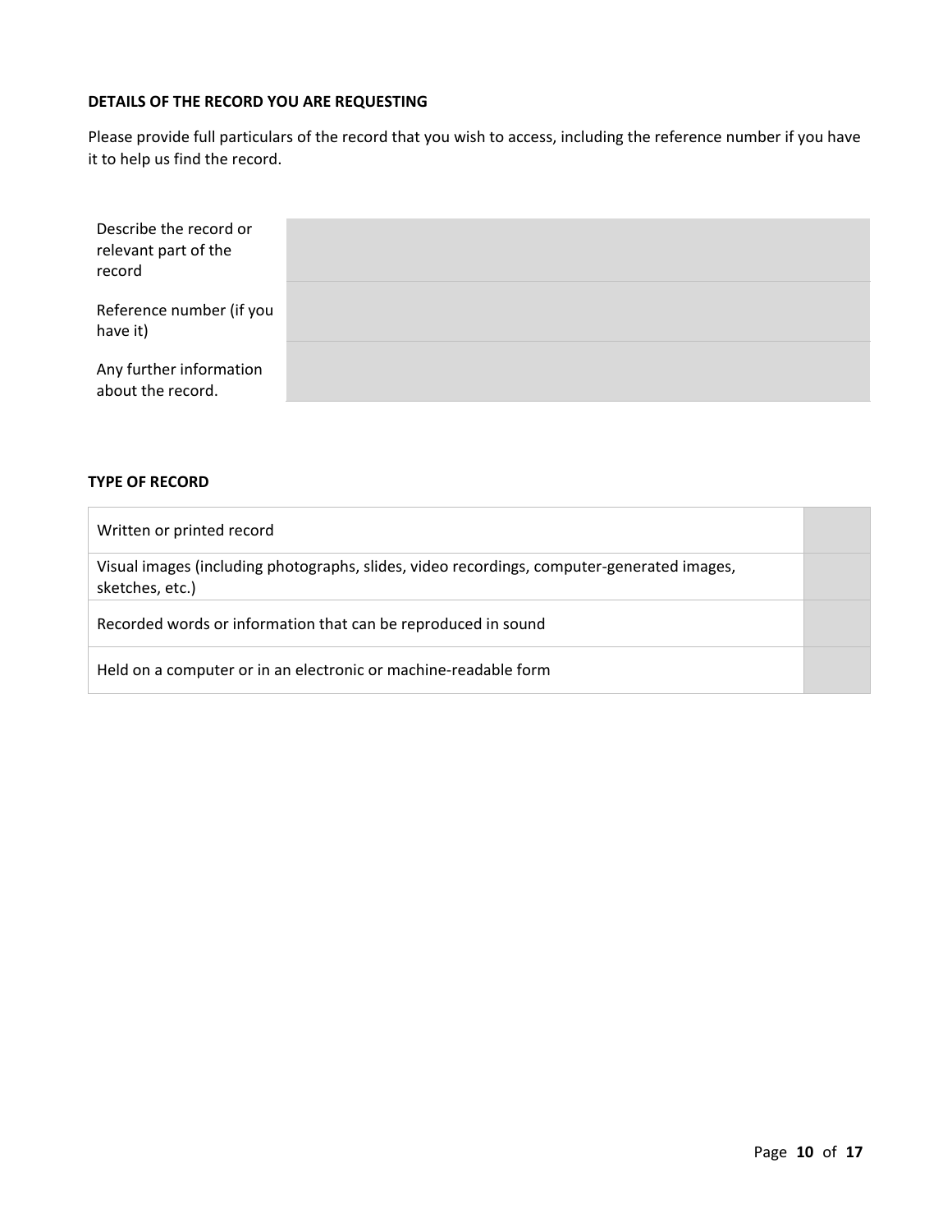**DETAILS OF THE RECORD YOU ARE REQUESTING**

Please provide full particulars of the record that you wish to access, including the reference number if you have it to help us find the record.

| | |
|---|---|
| Describe the record or relevant part of the record | |
| Reference number (if you have it) | |
| Any further information about the record. | |

**TYPE OF RECORD**

| | |
|---|---|
| Written or printed record | |
| Visual images (including photographs, slides, video recordings, computer-generated images, sketches, etc.) | |
| Recorded words or information that can be reproduced in sound | |
| Held on a computer or in an electronic or machine-readable form | |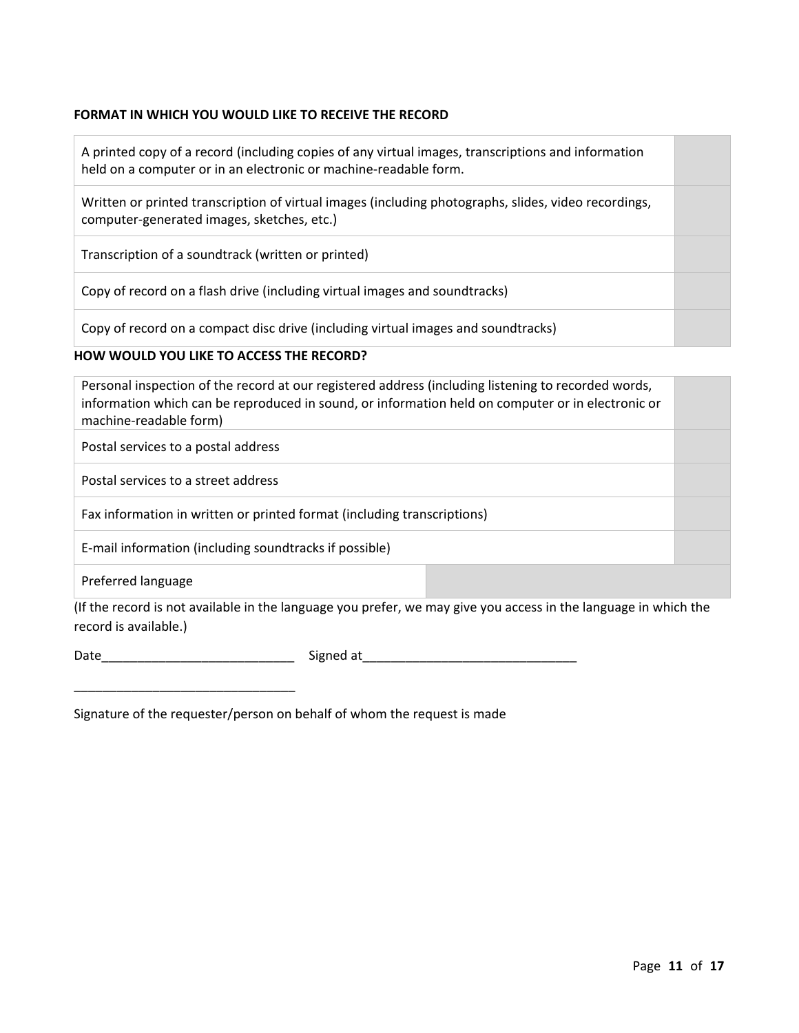**FORMAT IN WHICH YOU WOULD LIKE TO RECEIVE THE RECORD**

| | |
|---|---|
| A printed copy of a record (including copies of any virtual images, transcriptions and information held on a computer or in an electronic or machine-readable form. | |
| Written or printed transcription of virtual images (including photographs, slides, video recordings, computer-generated images, sketches, etc.) | |
| Transcription of a soundtrack (written or printed) | |
| Copy of record on a flash drive (including virtual images and soundtracks) | |
| Copy of record on a compact disc drive (including virtual images and soundtracks) | |

**HOW WOULD YOU LIKE TO ACCESS THE RECORD?**

| | |
|---|---|
| Personal inspection of the record at our registered address (including listening to recorded words, information which can be reproduced in sound, or information held on computer or in electronic or machine-readable form) | |
| Postal services to a postal address | |
| Postal services to a street address | |
| Fax information in written or printed format (including transcriptions) | |
| E-mail information (including soundtracks if possible) | |
| Preferred language | |

(If the record is not available in the language you prefer, we may give you access in the language in which the record is available.)

Date___________________________ Signed at______________________________

_______________________________

Signature of the requester/person on behalf of whom the request is made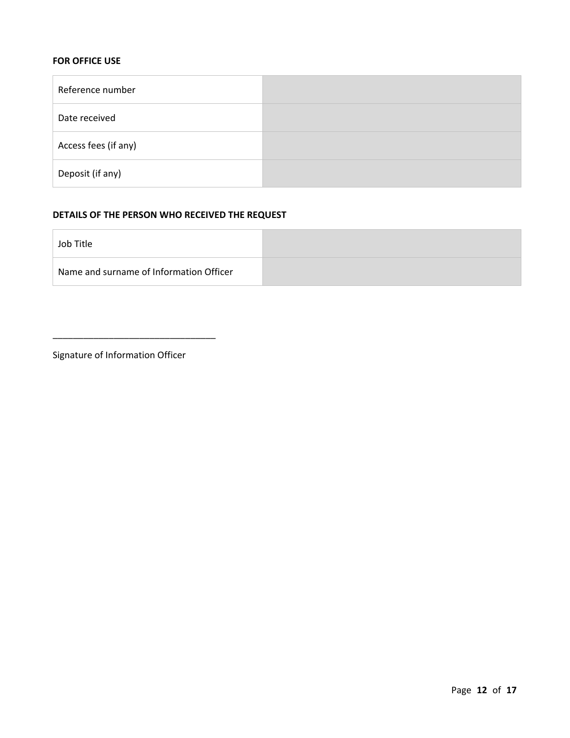**FOR OFFICE USE**

| | |
|---|---|
| Reference number | |
| Date received | |
| Access fees (if any) | |
| Deposit (if any) | |

**DETAILS OF THE PERSON WHO RECEIVED THE REQUEST**

| | |
|---|---|
| Job Title | |
| Name and surname of Information Officer | |

_______________________________

Signature of Information Officer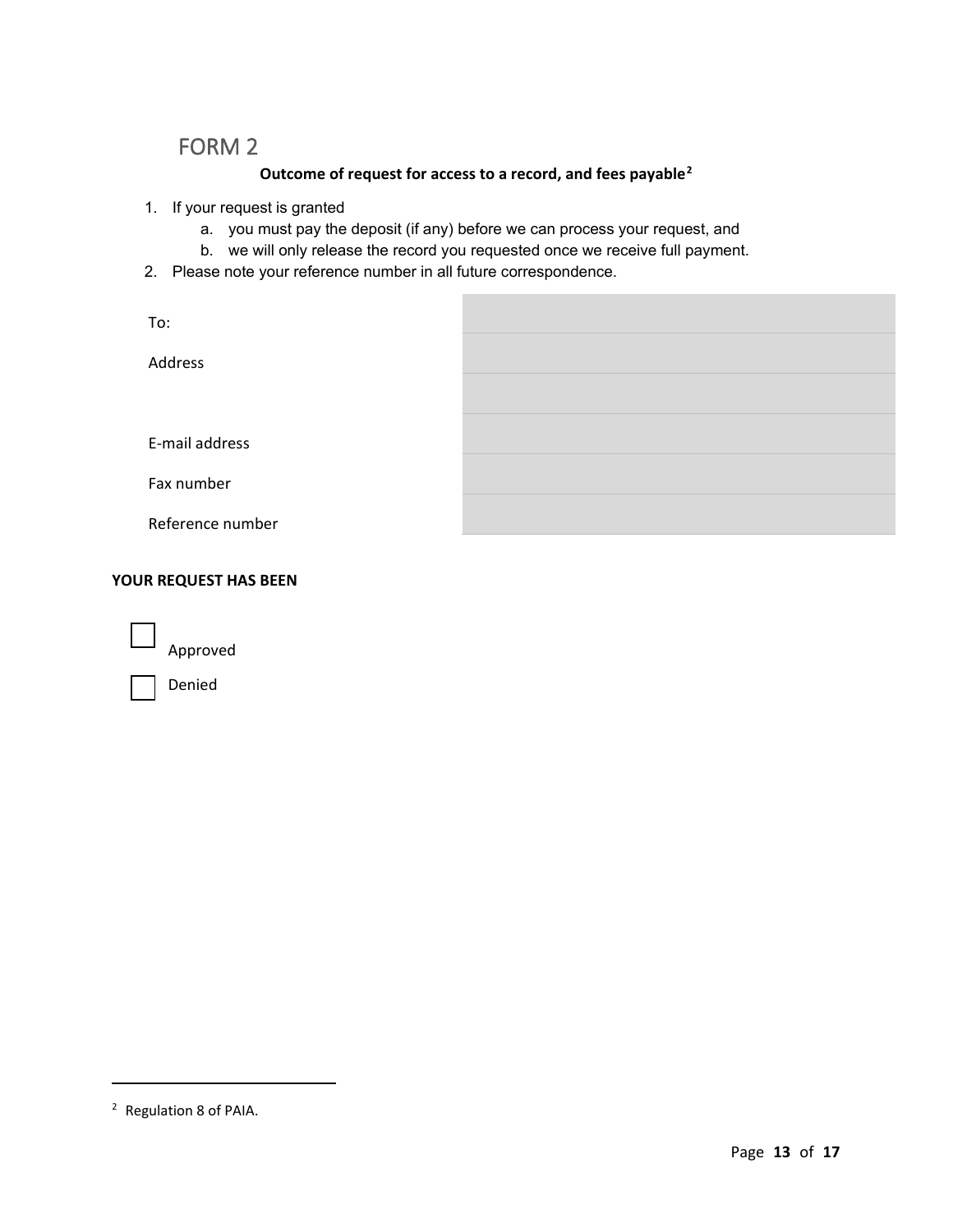# FORM 2

**Outcome of request for access to a record, and fees payable[2]**

1. If your request is granted
   a. you must pay the deposit (if any) before we can process your request, and
   b. we will only release the record you requested once we receive full payment.
2. Please note your reference number in all future correspondence.

| | |
|---|---|
| To: | |
| Address | |
| | |
| E-mail address | |
| Fax number | |
| Reference number | |

**YOUR REQUEST HAS BEEN**

☐ Approved

☐ Denied

---

[2] Regulation 8 of PAIA.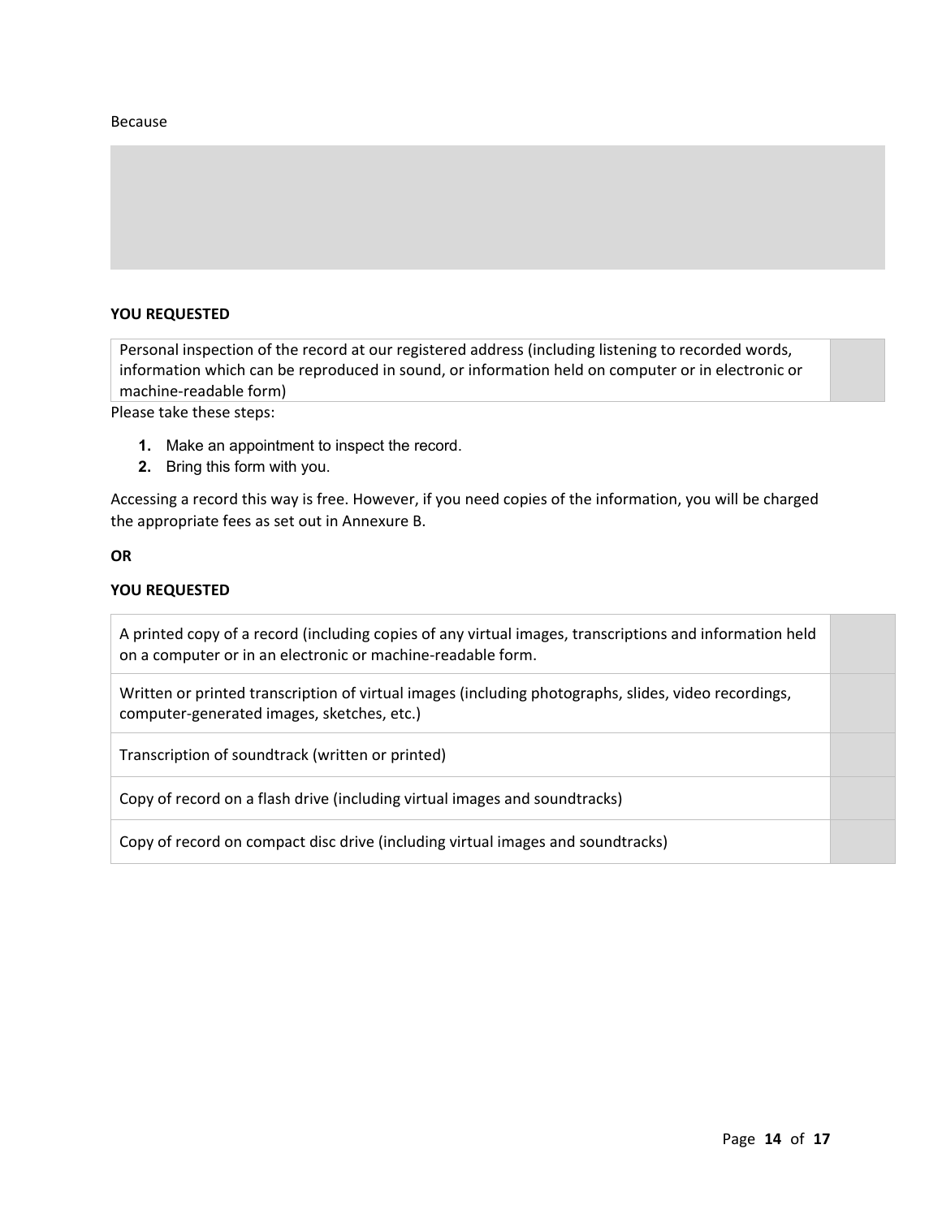Because

| |
|---|
| |

**YOU REQUESTED**

| | |
|---|---|
| Personal inspection of the record at our registered address (including listening to recorded words, information which can be reproduced in sound, or information held on computer or in electronic or machine-readable form) | |

Please take these steps:

1. Make an appointment to inspect the record.
2. Bring this form with you.

Accessing a record this way is free. However, if you need copies of the information, you will be charged the appropriate fees as set out in Annexure B.

**OR**

**YOU REQUESTED**

| | |
|---|---|
| A printed copy of a record (including copies of any virtual images, transcriptions and information held on a computer or in an electronic or machine-readable form. | |
| Written or printed transcription of virtual images (including photographs, slides, video recordings, computer-generated images, sketches, etc.) | |
| Transcription of soundtrack (written or printed) | |
| Copy of record on a flash drive (including virtual images and soundtracks) | |
| Copy of record on compact disc drive (including virtual images and soundtracks) | |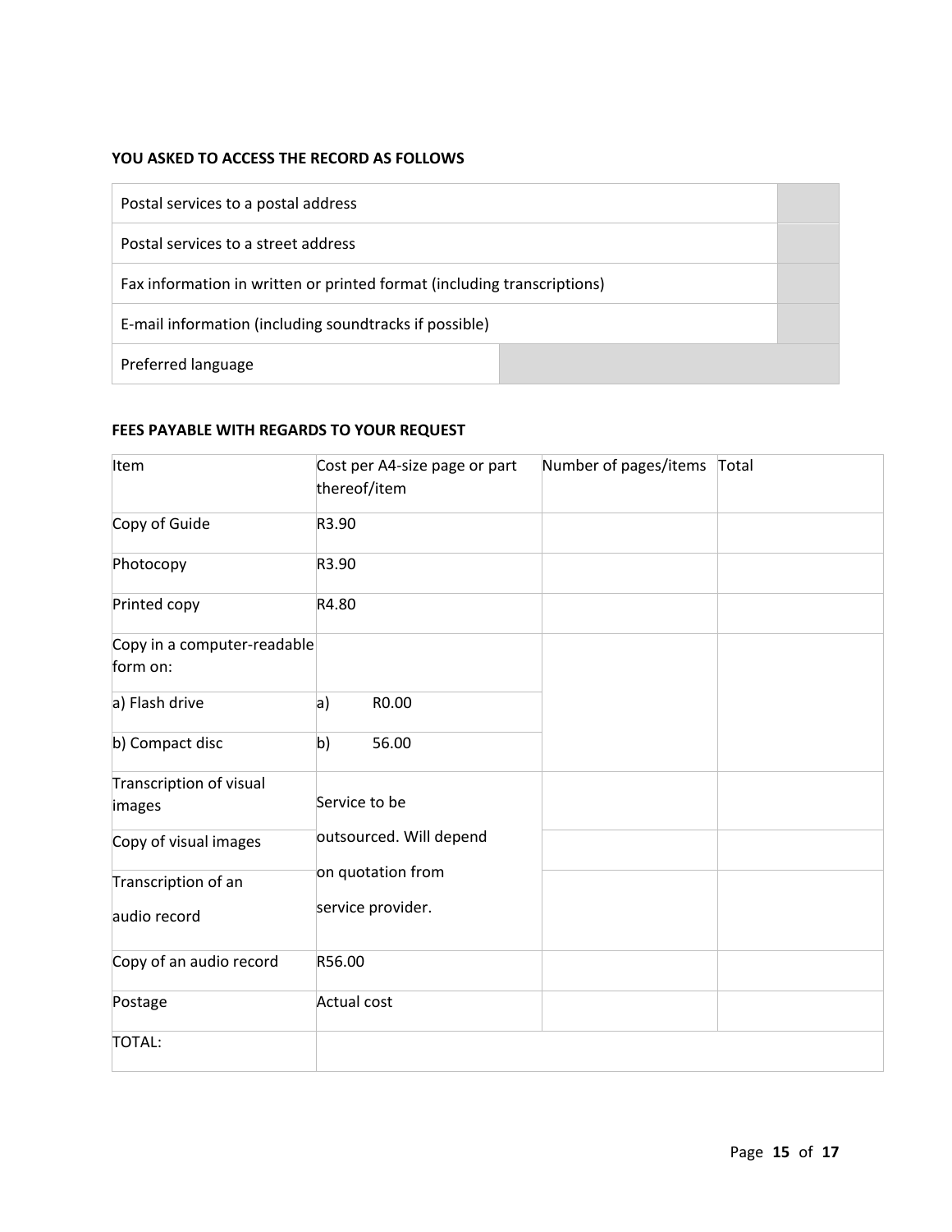**YOU ASKED TO ACCESS THE RECORD AS FOLLOWS**

| | |
|---|---|
| Postal services to a postal address | |
| Postal services to a street address | |
| Fax information in written or printed format (including transcriptions) | |
| E-mail information (including soundtracks if possible) | |
| Preferred language | |

**FEES PAYABLE WITH REGARDS TO YOUR REQUEST**

| Item | Cost per A4-size page or part thereof/item | Number of pages/items | Total |
|---|---|---|---|
| Copy of Guide | R3.90 | | |
| Photocopy | R3.90 | | |
| Printed copy | R4.80 | | |
| Copy in a computer-readable form on: | | | |
| a) Flash drive | a) R0.00 | | |
| b) Compact disc | b) 56.00 | | |
| Transcription of visual images | Service to be outsourced. Will depend on quotation from service provider. | | |
| Copy of visual images | | | |
| Transcription of an audio record | | | |
| Copy of an audio record | R56.00 | | |
| Postage | Actual cost | | |
| TOTAL: | | | |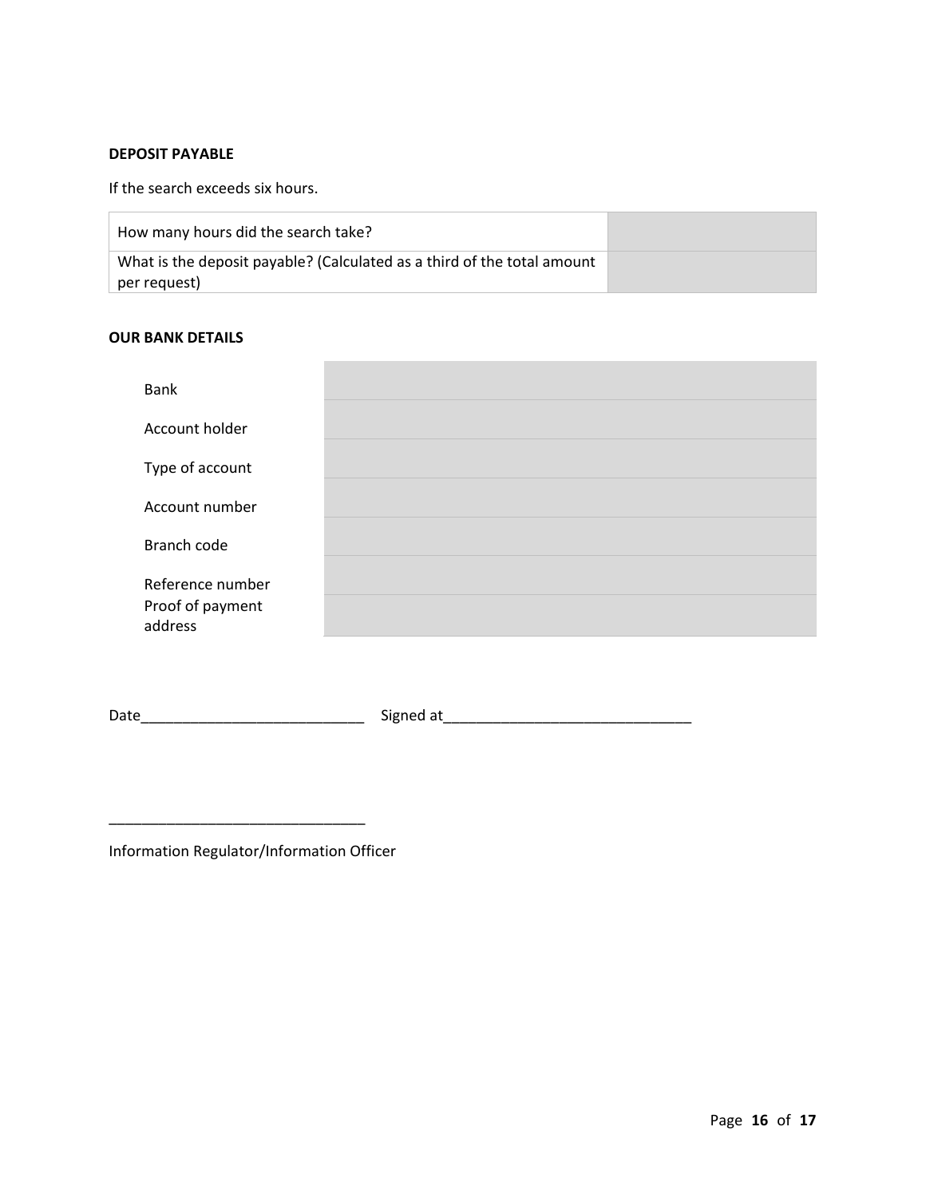**DEPOSIT PAYABLE**

If the search exceeds six hours.

| How many hours did the search take? | |
|---|---|
| What is the deposit payable? (Calculated as a third of the total amount per request) | |

**OUR BANK DETAILS**

| Bank | |
|---|---|
| Account holder | |
| Type of account | |
| Account number | |
| Branch code | |
| Reference number | |
| Proof of payment address | |

Date___________________________ Signed at______________________________

_______________________________

Information Regulator/Information Officer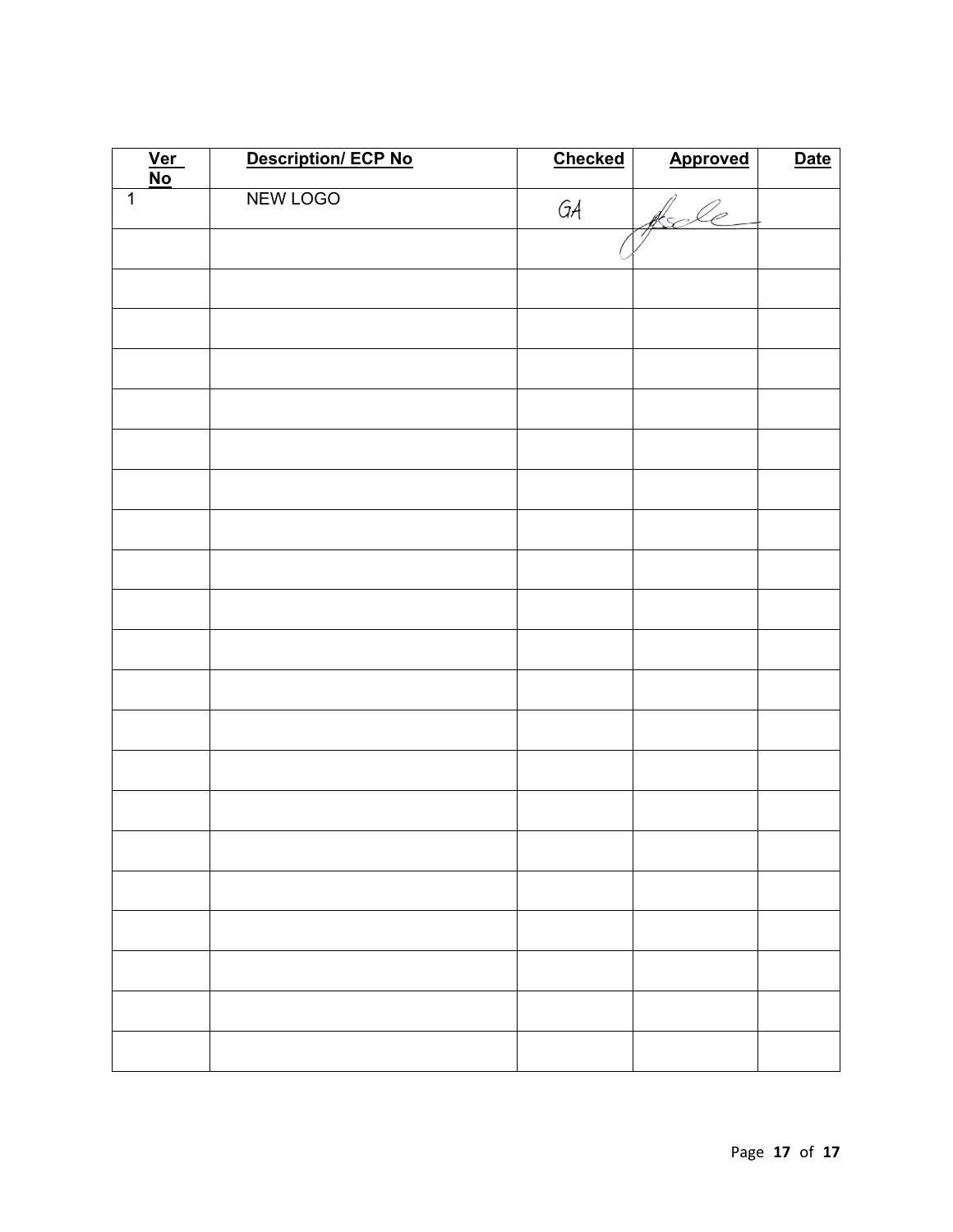| Ver No | Description/ ECP No | Checked | Approved | Date |
|---|---|---|---|---|
| 1 | NEW LOGO | GA | | |
| | | | | |
| | | | | |
| | | | | |
| | | | | |
| | | | | |
| | | | | |
| | | | | |
| | | | | |
| | | | | |
| | | | | |
| | | | | |
| | | | | |
| | | | | |
| | | | | |
| | | | | |
| | | | | |
| | | | | |
| | | | | |
| | | | | |
| | | | | |
| | | | | |